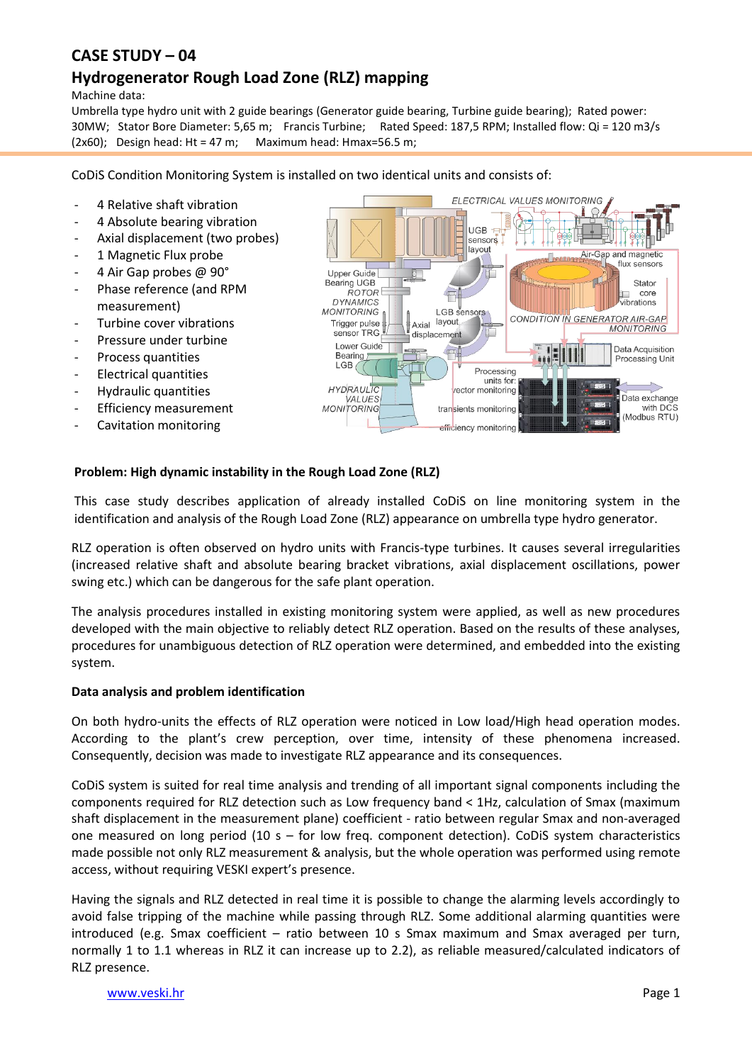# CASE STUDY – 04

## Hydrogenerator Rough Load Zone (RLZ) mapping

Machine data:

Umbrella type hydro unit with 2 guide bearings (Generator guide bearing, Turbine guide bearing); Rated power: 30MW; Stator Bore Diameter: 5,65 m; Francis Turbine; Rated Speed: 187,5 RPM; Installed flow: Qi = 120 m3/s (2x60); Design head: Ht = 47 m; Maximum head: Hmax=56.5 m;

CoDiS Condition Monitoring System is installed on two identical units and consists of:

- 4 Relative shaft vibration
- 4 Absolute bearing vibration
- Axial displacement (two probes)
- 1 Magnetic Flux probe
- 4 Air Gap probes @ 90°
- Phase reference (and RPM measurement)
- Turbine cover vibrations
- Pressure under turbine
- Process quantities
- Electrical quantities
- Hydraulic quantities
- Efficiency measurement
- Cavitation monitoring

**Problem: High dynamic instability in the Rough Load Zone (RLZ)**

This case study describes application of already installed CoDiS on line monitoring system in the identification and analysis of the Rough Load Zone (RLZ) appearance on umbrella type hydro generator.

RLZ operation is often observed on hydro units with Francis-type turbines. It causes several irregularities (increased relative shaft and absolute bearing bracket vibrations, axial displacement oscillations, power swing etc.) which can be dangerous for the safe plant operation.

The analysis procedures installed in existing monitoring system were applied, as well as new procedures developed with the main objective to reliably detect RLZ operation. Based on the results of these analyses, procedures for unambiguous detection of RLZ operation were determined, and embedded into the existing system.

**Data analysis and problem identification**

On both hydro-units the effects of RLZ operation were noticed in Low load/High head operation modes. According to the plant's crew perception, over time, intensity of these phenomena increased. Consequently, decision was made to investigate RLZ appearance and its consequences.

CoDiS system is suited for real time analysis and trending of all important signal components including the components required for RLZ detection such as Low frequency band < 1Hz, calculation of Smax (maximum shaft displacement in the measurement plane) coefficient - ratio between regular Smax and non-averaged one measured on long period (10 s – for low freq. component detection). CoDiS system characteristics made possible not only RLZ measurement & analysis, but the whole operation was performed using remote access, without requiring VESKI expert's presence.

Having the signals and RLZ detected in real time it is possible to change the alarming levels accordingly to avoid false tripping of the machine while passing through RLZ. Some additional alarming quantities were introduced (e.g. Smax coefficient – ratio between 10 s Smax maximum and Smax averaged per turn, normally 1 to 1.1 whereas in RLZ it can increase up to 2.2), as reliable measured/calculated indicators of RLZ presence.

www.veski.hr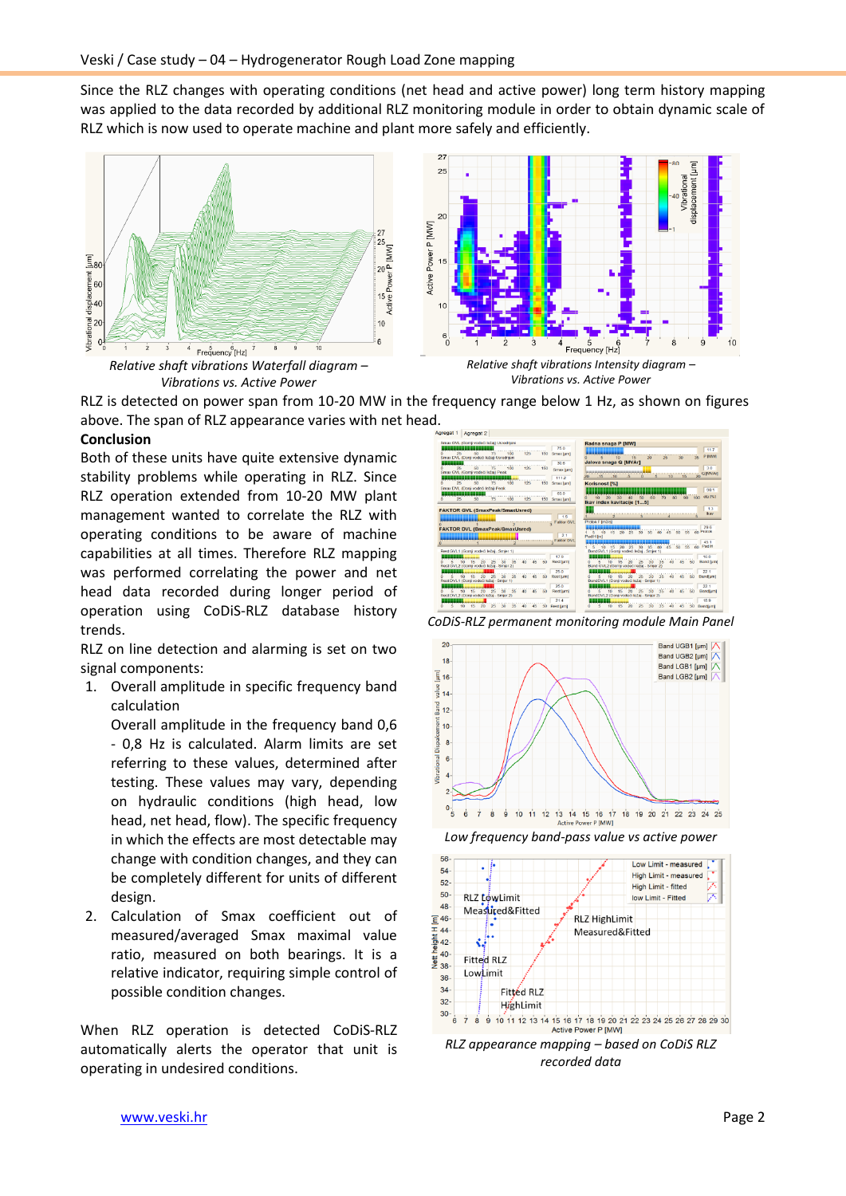Since the RLZ changes with operating conditions (net head and active power) long term history mapping was applied to the data recorded by additional RLZ monitoring module in order to obtain dynamic scale of RLZ which is now used to operate machine and plant more safely and efficiently.

*Relative shaft vibrations Waterfall diagram – Vibrations vs. Active Power*

*Relative shaft vibrations Intensity diagram – Vibrations vs. Active Power*

RLZ is detected on power span from 10-20 MW in the frequency range below 1 Hz, as shown on figures above. The span of RLZ appearance varies with net head.

**Conclusion**

Both of these units have quite extensive dynamic stability problems while operating in RLZ. Since RLZ operation extended from 10-20 MW plant management wanted to correlate the RLZ with operating conditions to be aware of machine capabilities at all times. Therefore RLZ mapping was performed correlating the power and net head data recorded during longer period of operation using CoDiS-RLZ database history trends.

RLZ on line detection and alarming is set on two signal components:

1. Overall amplitude in specific frequency band calculation

   Overall amplitude in the frequency band 0,6 - 0,8 Hz is calculated. Alarm limits are set referring to these values, determined after testing. These values may vary, depending on hydraulic conditions (high head, low head, net head, flow). The specific frequency in which the effects are most detectable may change with condition changes, and they can be completely different for units of different design.
2. Calculation of Smax coefficient out of measured/averaged Smax maximal value ratio, measured on both bearings. It is a relative indicator, requiring simple control of possible condition changes.

When RLZ operation is detected CoDiS-RLZ automatically alerts the operator that unit is operating in undesired conditions.

*CoDiS-RLZ permanent monitoring module Main Panel*

*Low frequency band-pass value vs active power*

*RLZ appearance mapping – based on CoDiS RLZ recorded data*

www.veski.hr